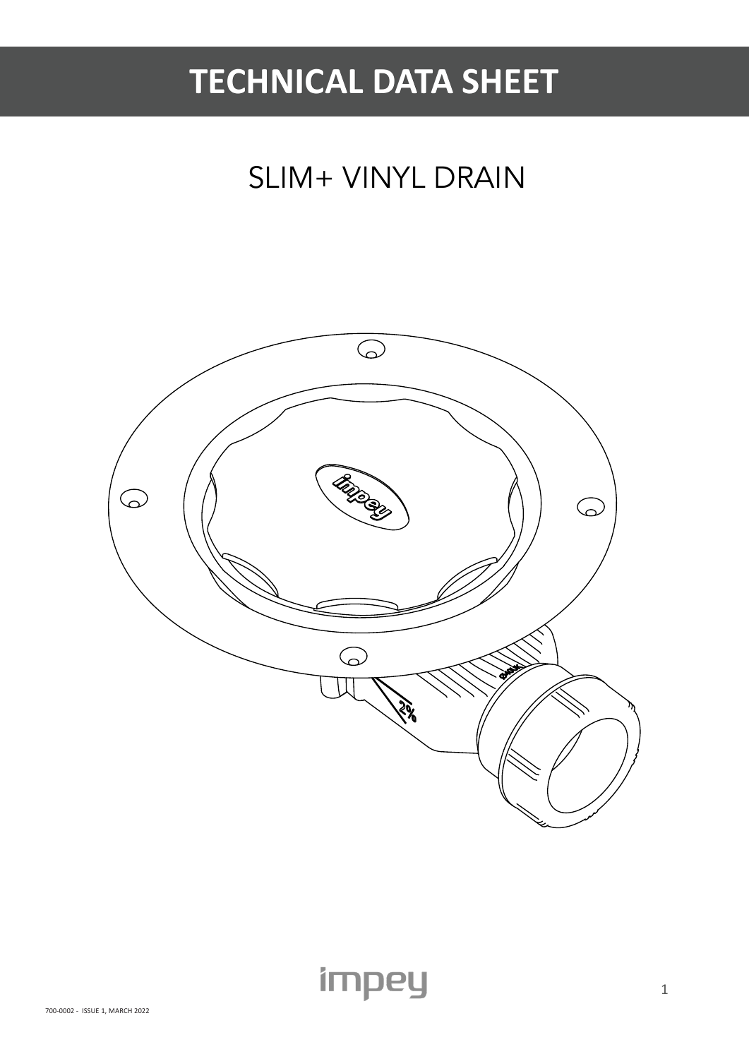# TECHNICAL DATA SHEET

## SLIM+ VINYL DRAIN

700-0002 - ISSUE 1, MARCH 2022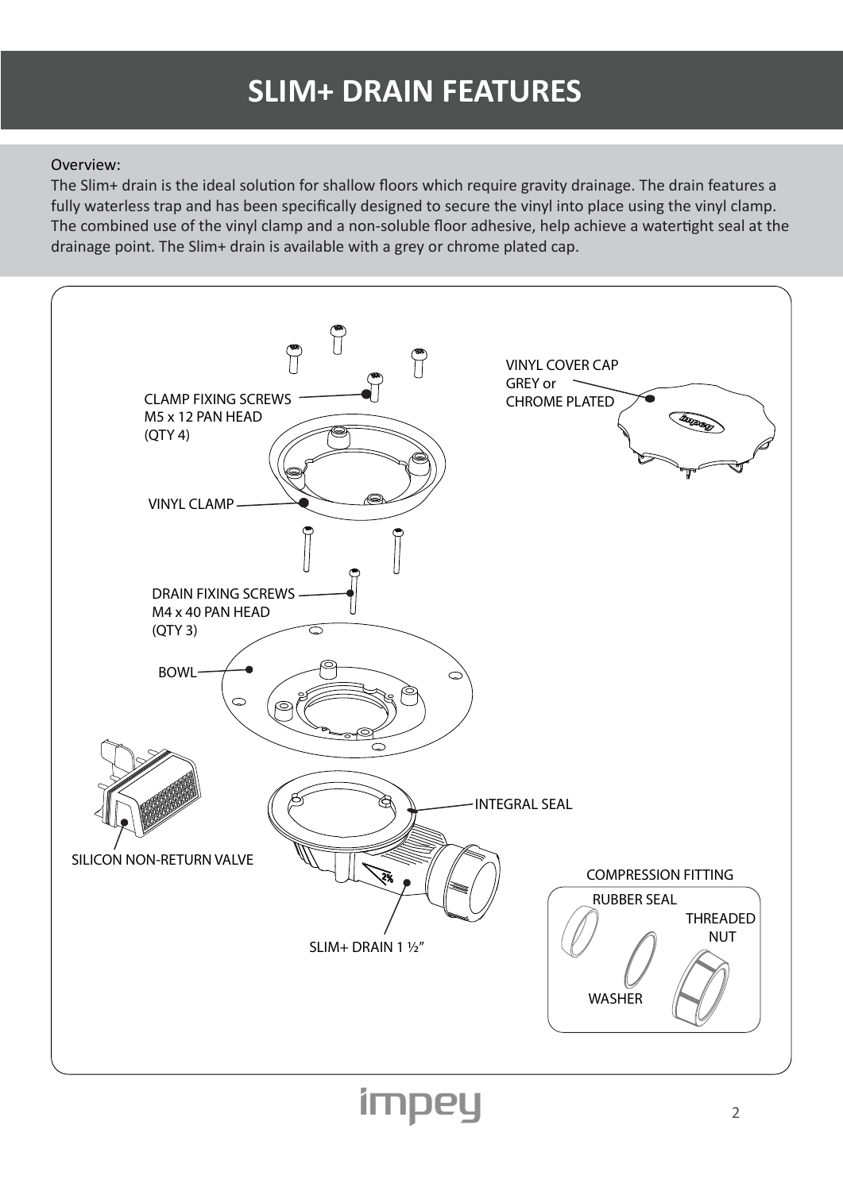# SLIM+ DRAIN FEATURES

Overview:

The Slim+ drain is the ideal solution for shallow floors which require gravity drainage. The drain features a fully waterless trap and has been specifically designed to secure the vinyl into place using the vinyl clamp. The combined use of the vinyl clamp and a non-soluble floor adhesive, help achieve a watertight seal at the drainage point. The Slim+ drain is available with a grey or chrome plated cap.

CLAMP FIXING SCREWS
M5 x 12 PAN HEAD
(QTY 4)

VINYL COVER CAP
GREY or
CHROME PLATED

VINYL CLAMP

DRAIN FIXING SCREWS
M4 x 40 PAN HEAD
(QTY 3)

BOWL

INTEGRAL SEAL

SILICON NON-RETURN VALVE

SLIM+ DRAIN 1 ½"

COMPRESSION FITTING

RUBBER SEAL

THREADED NUT

WASHER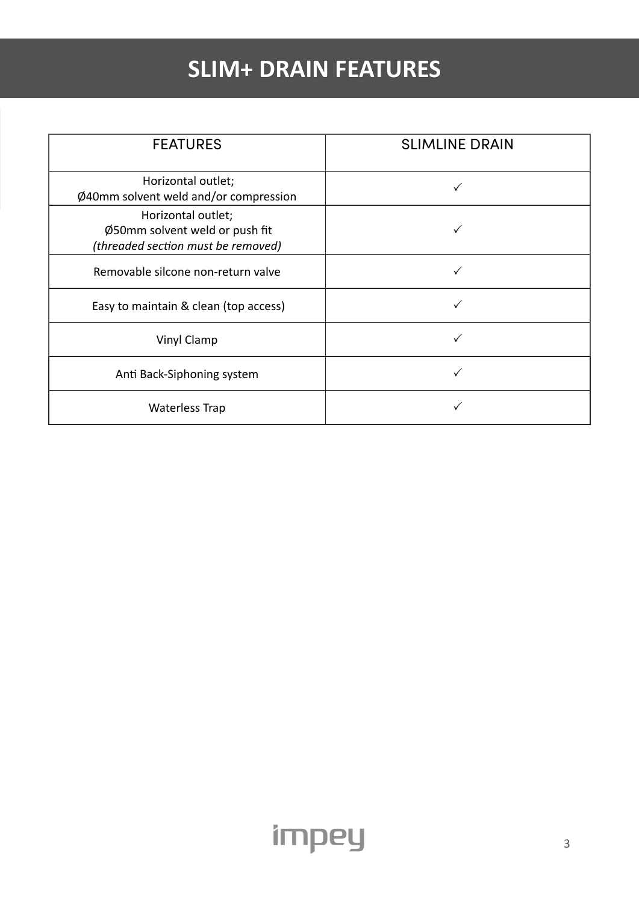# SLIM+ DRAIN FEATURES

| FEATURES | SLIMLINE DRAIN |
| --- | --- |
| Horizontal outlet;<br>Ø40mm solvent weld and/or compression | ✓ |
| Horizontal outlet;<br>Ø50mm solvent weld or push fit<br>*(threaded section must be removed)* | ✓ |
| Removable silcone non-return valve | ✓ |
| Easy to maintain & clean (top access) | ✓ |
| Vinyl Clamp | ✓ |
| Anti Back-Siphoning system | ✓ |
| Waterless Trap | ✓ |

impey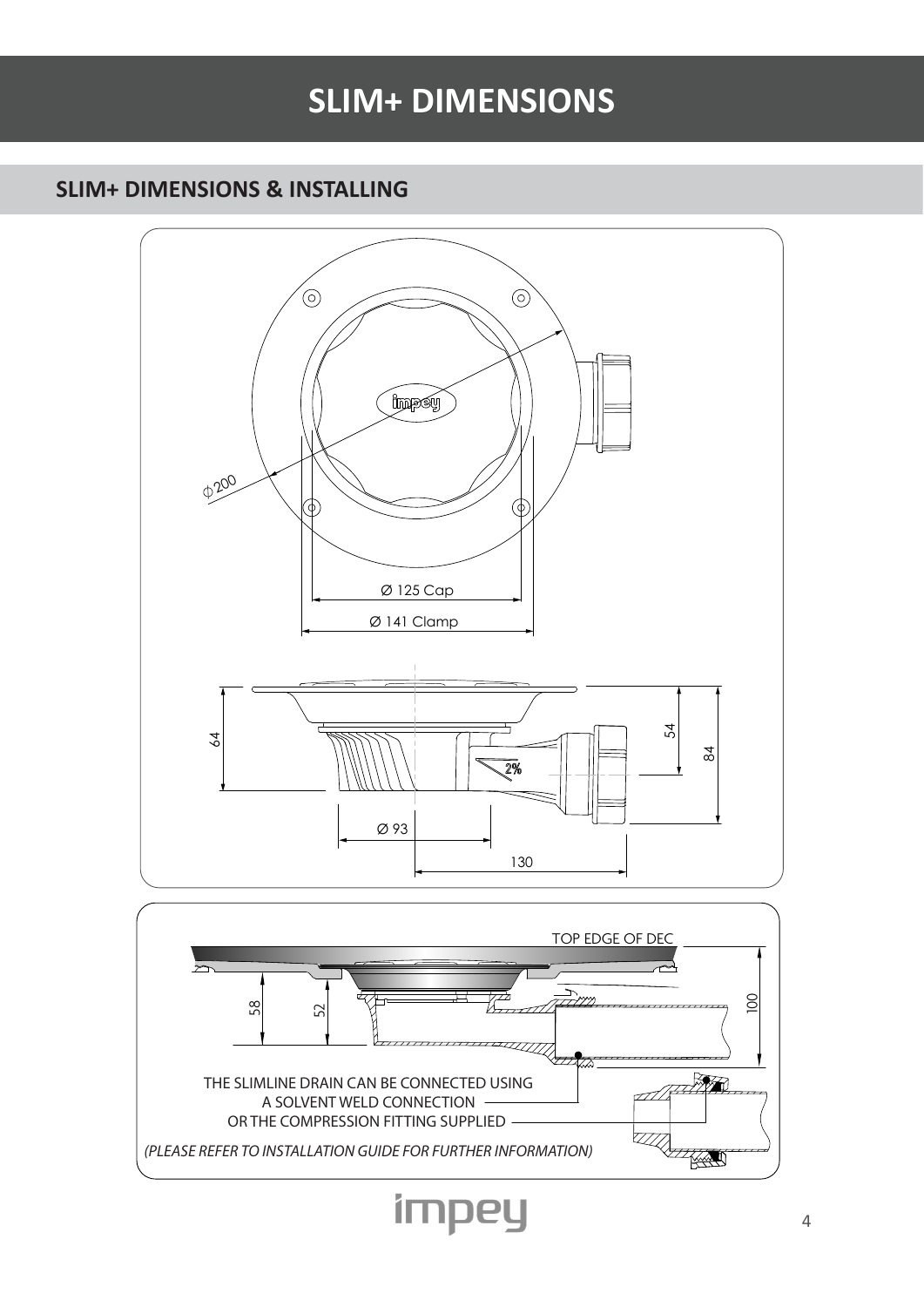# SLIM+ DIMENSIONS

## SLIM+ DIMENSIONS & INSTALLING

ϕ 200

Ø 125 Cap

Ø 141 Clamp

64

54

84

2%

Ø 93

130

TOP EDGE OF DEC

58

52

100

THE SLIMLINE DRAIN CAN BE CONNECTED USING A SOLVENT WELD CONNECTION OR THE COMPRESSION FITTING SUPPLIED

*(PLEASE REFER TO INSTALLATION GUIDE FOR FURTHER INFORMATION)*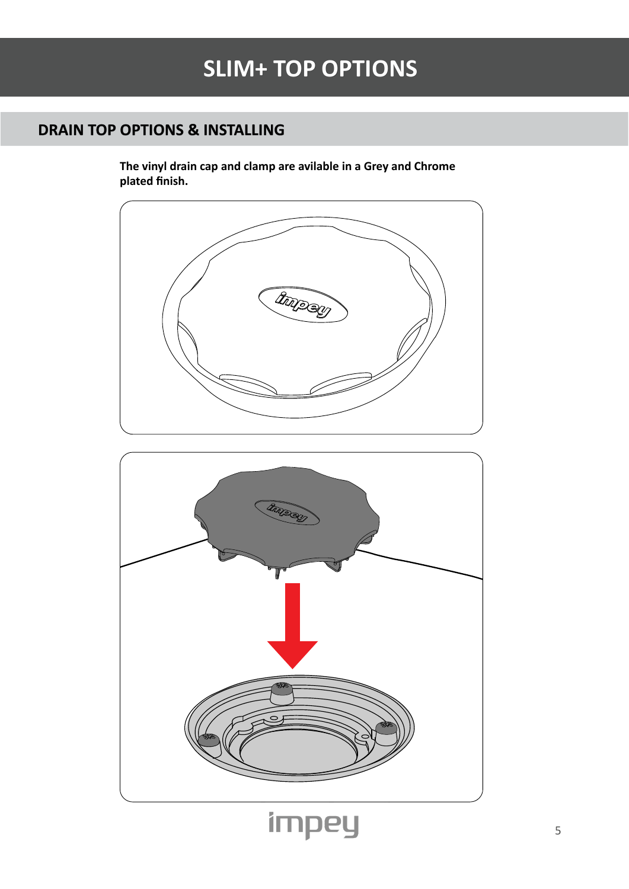# SLIM+ TOP OPTIONS

## DRAIN TOP OPTIONS & INSTALLING

**The vinyl drain cap and clamp are avilable in a Grey and Chrome plated finish.**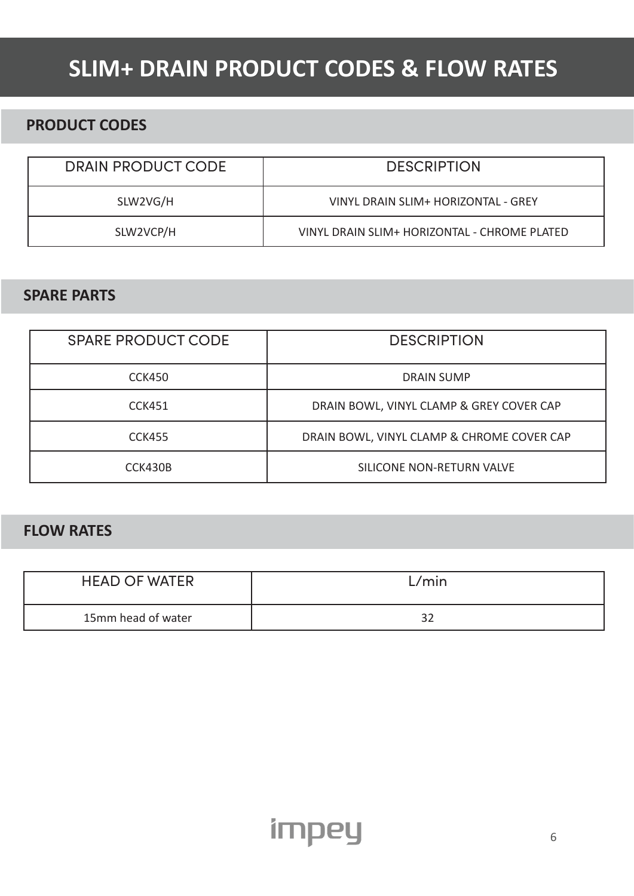# SLIM+ DRAIN PRODUCT CODES & FLOW RATES

## PRODUCT CODES

| DRAIN PRODUCT CODE | DESCRIPTION |
|---|---|
| SLW2VG/H | VINYL DRAIN SLIM+ HORIZONTAL - GREY |
| SLW2VCP/H | VINYL DRAIN SLIM+ HORIZONTAL - CHROME PLATED |

## SPARE PARTS

| SPARE PRODUCT CODE | DESCRIPTION |
|---|---|
| CCK450 | DRAIN SUMP |
| CCK451 | DRAIN BOWL, VINYL CLAMP & GREY COVER CAP |
| CCK455 | DRAIN BOWL, VINYL CLAMP & CHROME COVER CAP |
| CCK430B | SILICONE NON-RETURN VALVE |

## FLOW RATES

| HEAD OF WATER | L/min |
|---|---|
| 15mm head of water | 32 |

impey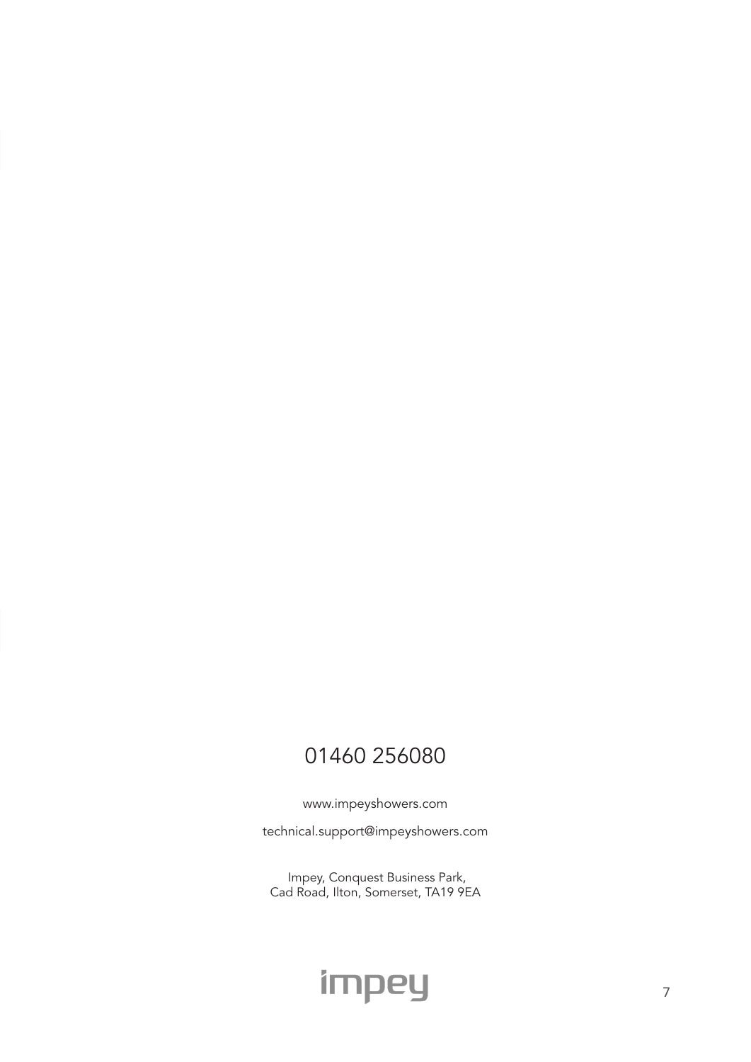01460 256080

www.impeyshowers.com

technical.support@impeyshowers.com

Impey, Conquest Business Park,
Cad Road, Ilton, Somerset, TA19 9EA

impey